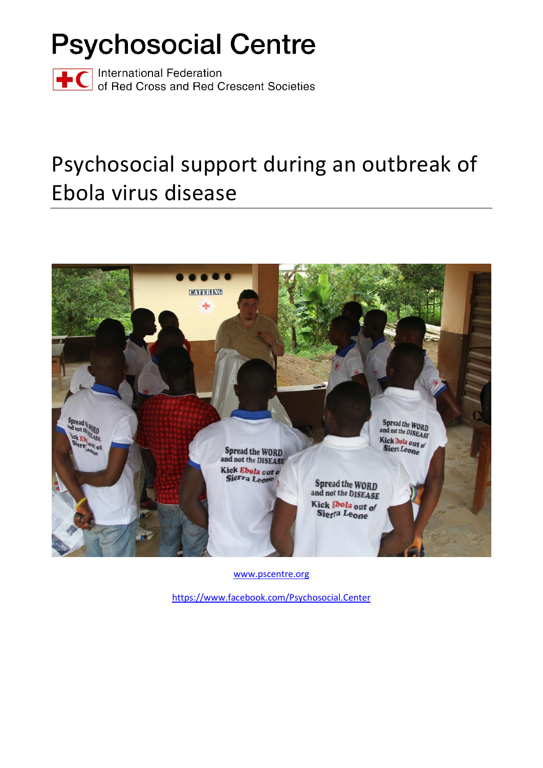# Psychosocial Centre

International Federation
of Red Cross and Red Crescent Societies

## Psychosocial support during an outbreak of Ebola virus disease

www.pscentre.org

https://www.facebook.com/Psychosocial.Center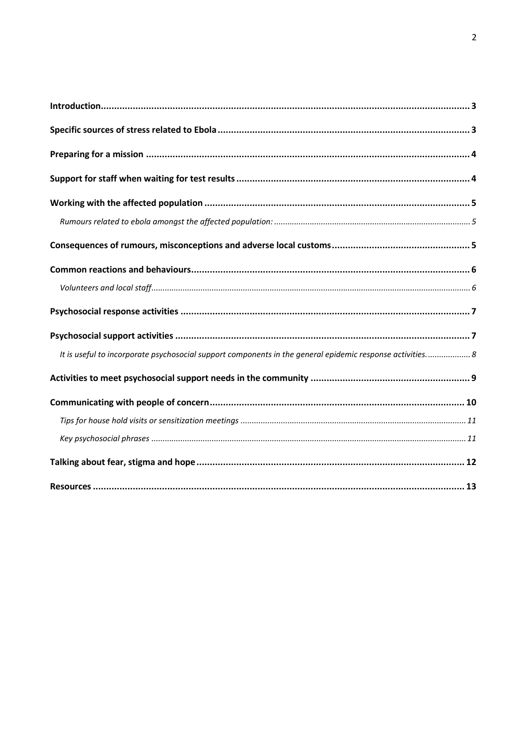**Introduction** ........................................................................................................................................ 3

**Specific sources of stress related to Ebola** ........................................................................................... 3

**Preparing for a mission** ...................................................................................................................... 4

**Support for staff when waiting for test results** ..................................................................................... 4

**Working with the affected population** ................................................................................................. 5

*Rumours related to ebola amongst the affected population:* ........................................................................ 5

**Consequences of rumours, misconceptions and adverse local customs** ................................................. 5

**Common reactions and behaviours** ...................................................................................................... 6

*Volunteers and local staff* ...................................................................................................................... 6

**Psychosocial response activities** .......................................................................................................... 7

**Psychosocial support activities** ........................................................................................................... 7

*It is useful to incorporate psychosocial support components in the general epidemic response activities.* ................... 8

**Activities to meet psychosocial support needs in the community** ......................................................... 9

**Communicating with people of concern** ............................................................................................. 10

*Tips for house hold visits or sensitization meetings* .................................................................................. 11

*Key psychosocial phrases* ...................................................................................................................... 11

**Talking about fear, stigma and hope** .................................................................................................. 12

**Resources** ........................................................................................................................................ 13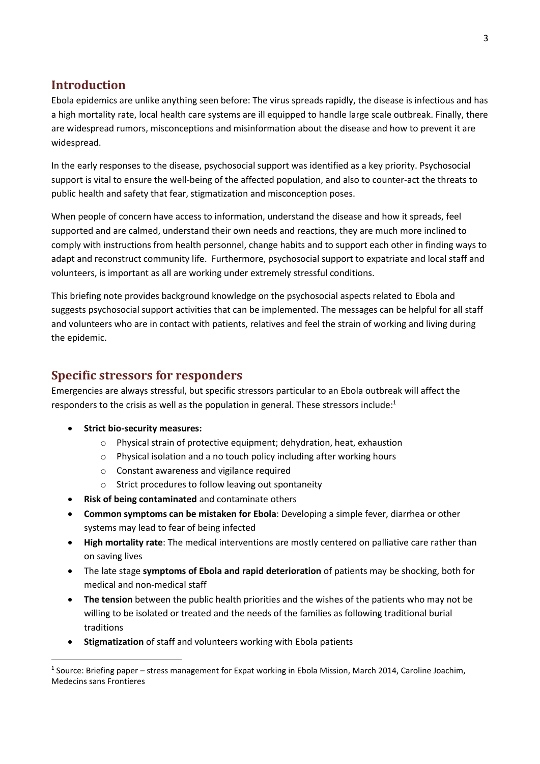## Introduction

Ebola epidemics are unlike anything seen before: The virus spreads rapidly, the disease is infectious and has a high mortality rate, local health care systems are ill equipped to handle large scale outbreak. Finally, there are widespread rumors, misconceptions and misinformation about the disease and how to prevent it are widespread.

In the early responses to the disease, psychosocial support was identified as a key priority. Psychosocial support is vital to ensure the well-being of the affected population, and also to counter-act the threats to public health and safety that fear, stigmatization and misconception poses.

When people of concern have access to information, understand the disease and how it spreads, feel supported and are calmed, understand their own needs and reactions, they are much more inclined to comply with instructions from health personnel, change habits and to support each other in finding ways to adapt and reconstruct community life. Furthermore, psychosocial support to expatriate and local staff and volunteers, is important as all are working under extremely stressful conditions.

This briefing note provides background knowledge on the psychosocial aspects related to Ebola and suggests psychosocial support activities that can be implemented. The messages can be helpful for all staff and volunteers who are in contact with patients, relatives and feel the strain of working and living during the epidemic.

## Specific stressors for responders

Emergencies are always stressful, but specific stressors particular to an Ebola outbreak will affect the responders to the crisis as well as the population in general. These stressors include:[1]

- **Strict bio-security measures:**
  - Physical strain of protective equipment; dehydration, heat, exhaustion
  - Physical isolation and a no touch policy including after working hours
  - Constant awareness and vigilance required
  - Strict procedures to follow leaving out spontaneity
- **Risk of being contaminated** and contaminate others
- **Common symptoms can be mistaken for Ebola**: Developing a simple fever, diarrhea or other systems may lead to fear of being infected
- **High mortality rate**: The medical interventions are mostly centered on palliative care rather than on saving lives
- The late stage **symptoms of Ebola and rapid deterioration** of patients may be shocking, both for medical and non-medical staff
- **The tension** between the public health priorities and the wishes of the patients who may not be willing to be isolated or treated and the needs of the families as following traditional burial traditions
- **Stigmatization** of staff and volunteers working with Ebola patients

[1] Source: Briefing paper – stress management for Expat working in Ebola Mission, March 2014, Caroline Joachim, Medecins sans Frontieres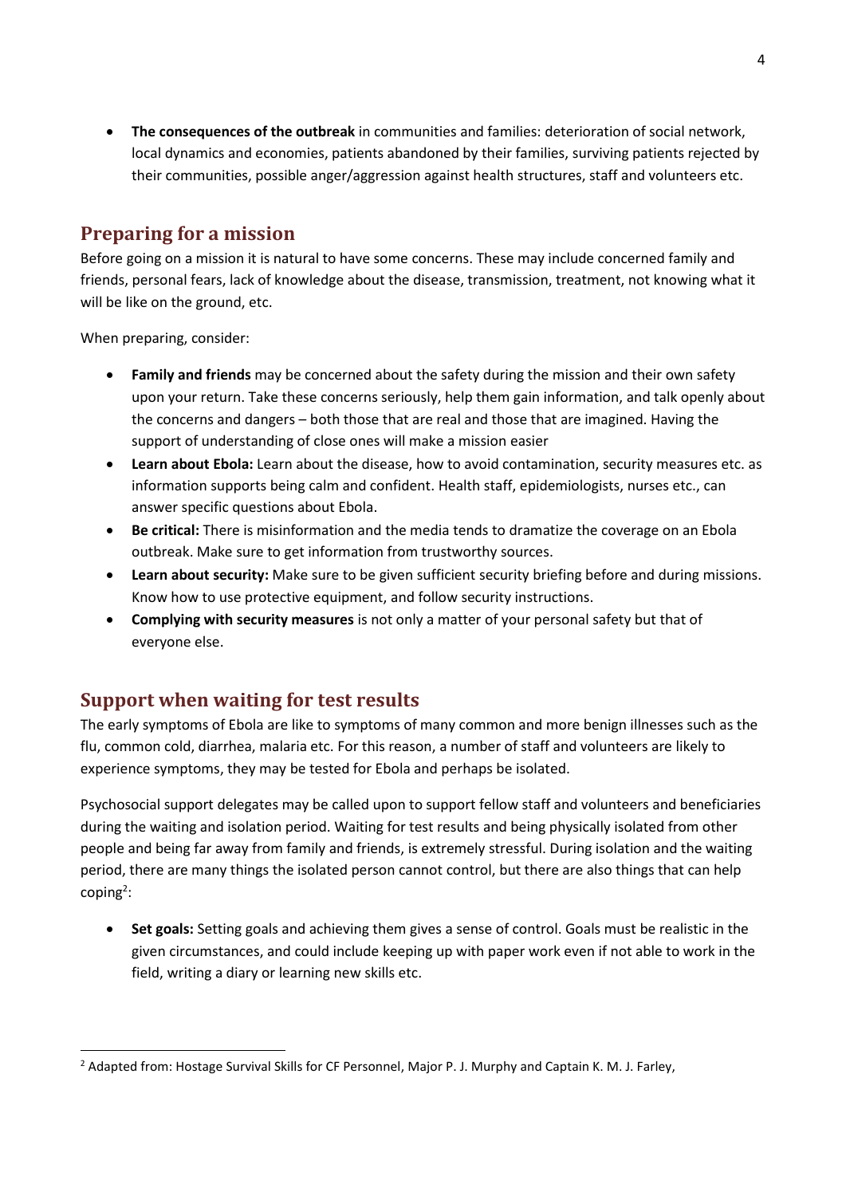- **The consequences of the outbreak** in communities and families: deterioration of social network, local dynamics and economies, patients abandoned by their families, surviving patients rejected by their communities, possible anger/aggression against health structures, staff and volunteers etc.

## Preparing for a mission

Before going on a mission it is natural to have some concerns. These may include concerned family and friends, personal fears, lack of knowledge about the disease, transmission, treatment, not knowing what it will be like on the ground, etc.

When preparing, consider:

- **Family and friends** may be concerned about the safety during the mission and their own safety upon your return. Take these concerns seriously, help them gain information, and talk openly about the concerns and dangers – both those that are real and those that are imagined. Having the support of understanding of close ones will make a mission easier
- **Learn about Ebola:** Learn about the disease, how to avoid contamination, security measures etc. as information supports being calm and confident. Health staff, epidemiologists, nurses etc., can answer specific questions about Ebola.
- **Be critical:** There is misinformation and the media tends to dramatize the coverage on an Ebola outbreak. Make sure to get information from trustworthy sources.
- **Learn about security:** Make sure to be given sufficient security briefing before and during missions. Know how to use protective equipment, and follow security instructions.
- **Complying with security measures** is not only a matter of your personal safety but that of everyone else.

## Support when waiting for test results

The early symptoms of Ebola are like to symptoms of many common and more benign illnesses such as the flu, common cold, diarrhea, malaria etc. For this reason, a number of staff and volunteers are likely to experience symptoms, they may be tested for Ebola and perhaps be isolated.

Psychosocial support delegates may be called upon to support fellow staff and volunteers and beneficiaries during the waiting and isolation period. Waiting for test results and being physically isolated from other people and being far away from family and friends, is extremely stressful. During isolation and the waiting period, there are many things the isolated person cannot control, but there are also things that can help coping[2]:

- **Set goals:** Setting goals and achieving them gives a sense of control. Goals must be realistic in the given circumstances, and could include keeping up with paper work even if not able to work in the field, writing a diary or learning new skills etc.

---

[2] Adapted from: Hostage Survival Skills for CF Personnel, Major P. J. Murphy and Captain K. M. J. Farley,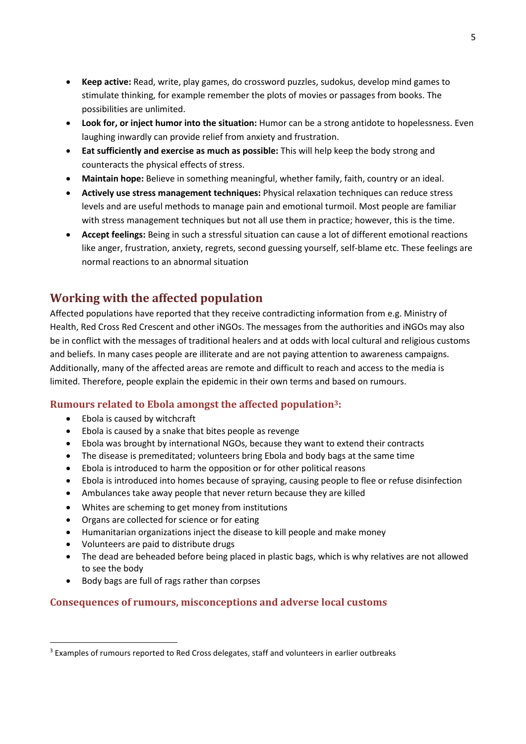- **Keep active:** Read, write, play games, do crossword puzzles, sudokus, develop mind games to stimulate thinking, for example remember the plots of movies or passages from books. The possibilities are unlimited.
- **Look for, or inject humor into the situation:** Humor can be a strong antidote to hopelessness. Even laughing inwardly can provide relief from anxiety and frustration.
- **Eat sufficiently and exercise as much as possible:** This will help keep the body strong and counteracts the physical effects of stress.
- **Maintain hope:** Believe in something meaningful, whether family, faith, country or an ideal.
- **Actively use stress management techniques:** Physical relaxation techniques can reduce stress levels and are useful methods to manage pain and emotional turmoil. Most people are familiar with stress management techniques but not all use them in practice; however, this is the time.
- **Accept feelings:** Being in such a stressful situation can cause a lot of different emotional reactions like anger, frustration, anxiety, regrets, second guessing yourself, self-blame etc. These feelings are normal reactions to an abnormal situation

## Working with the affected population

Affected populations have reported that they receive contradicting information from e.g. Ministry of Health, Red Cross Red Crescent and other iNGOs. The messages from the authorities and iNGOs may also be in conflict with the messages of traditional healers and at odds with local cultural and religious customs and beliefs. In many cases people are illiterate and are not paying attention to awareness campaigns. Additionally, many of the affected areas are remote and difficult to reach and access to the media is limited. Therefore, people explain the epidemic in their own terms and based on rumours.

### Rumours related to Ebola amongst the affected population[3]:

- Ebola is caused by witchcraft
- Ebola is caused by a snake that bites people as revenge
- Ebola was brought by international NGOs, because they want to extend their contracts
- The disease is premeditated; volunteers bring Ebola and body bags at the same time
- Ebola is introduced to harm the opposition or for other political reasons
- Ebola is introduced into homes because of spraying, causing people to flee or refuse disinfection
- Ambulances take away people that never return because they are killed
- Whites are scheming to get money from institutions
- Organs are collected for science or for eating
- Humanitarian organizations inject the disease to kill people and make money
- Volunteers are paid to distribute drugs
- The dead are beheaded before being placed in plastic bags, which is why relatives are not allowed to see the body
- Body bags are full of rags rather than corpses

### Consequences of rumours, misconceptions and adverse local customs

[3] Examples of rumours reported to Red Cross delegates, staff and volunteers in earlier outbreaks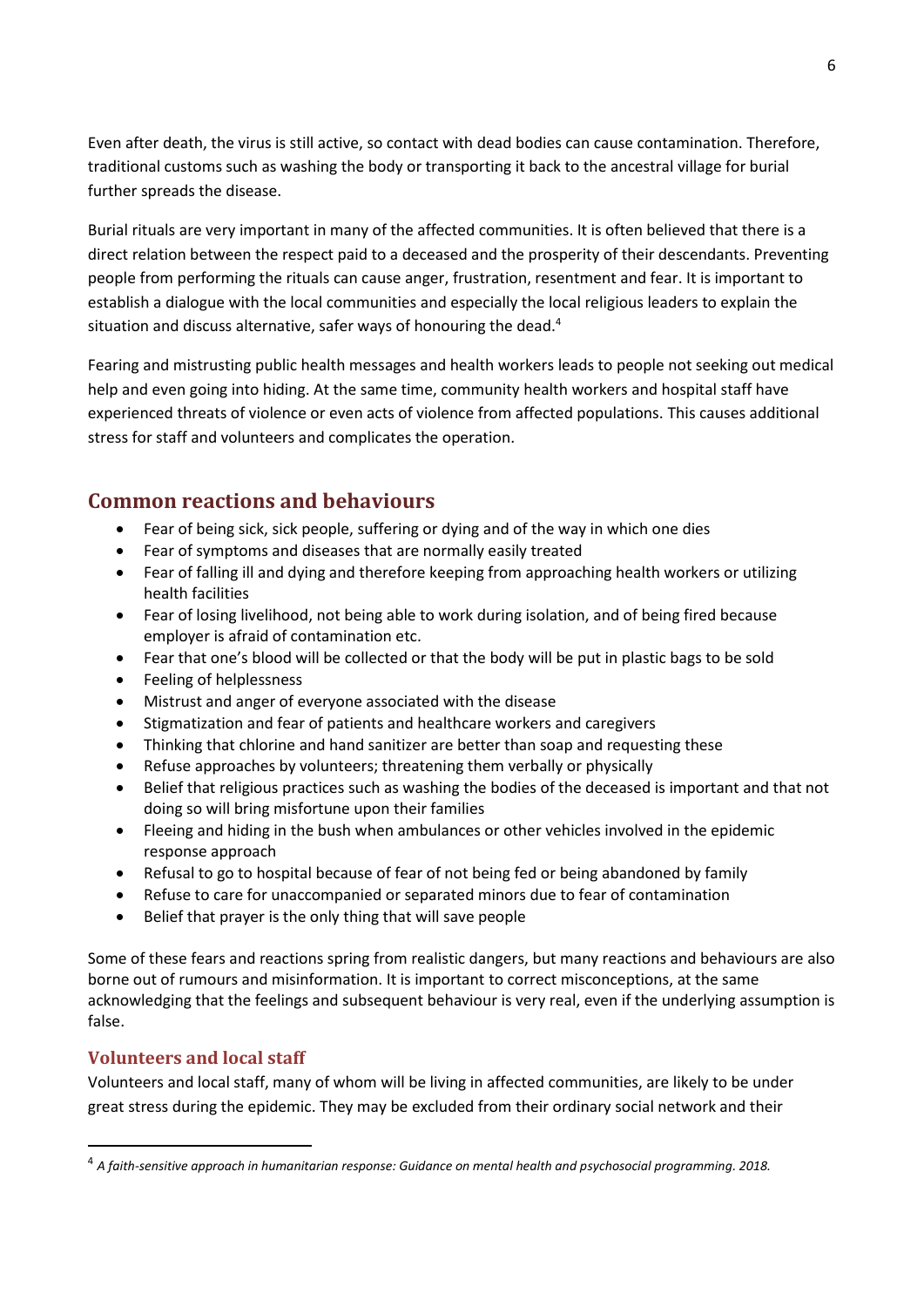Even after death, the virus is still active, so contact with dead bodies can cause contamination. Therefore, traditional customs such as washing the body or transporting it back to the ancestral village for burial further spreads the disease.

Burial rituals are very important in many of the affected communities. It is often believed that there is a direct relation between the respect paid to a deceased and the prosperity of their descendants. Preventing people from performing the rituals can cause anger, frustration, resentment and fear. It is important to establish a dialogue with the local communities and especially the local religious leaders to explain the situation and discuss alternative, safer ways of honouring the dead.[4]

Fearing and mistrusting public health messages and health workers leads to people not seeking out medical help and even going into hiding. At the same time, community health workers and hospital staff have experienced threats of violence or even acts of violence from affected populations. This causes additional stress for staff and volunteers and complicates the operation.

## Common reactions and behaviours

- Fear of being sick, sick people, suffering or dying and of the way in which one dies
- Fear of symptoms and diseases that are normally easily treated
- Fear of falling ill and dying and therefore keeping from approaching health workers or utilizing health facilities
- Fear of losing livelihood, not being able to work during isolation, and of being fired because employer is afraid of contamination etc.
- Fear that one's blood will be collected or that the body will be put in plastic bags to be sold
- Feeling of helplessness
- Mistrust and anger of everyone associated with the disease
- Stigmatization and fear of patients and healthcare workers and caregivers
- Thinking that chlorine and hand sanitizer are better than soap and requesting these
- Refuse approaches by volunteers; threatening them verbally or physically
- Belief that religious practices such as washing the bodies of the deceased is important and that not doing so will bring misfortune upon their families
- Fleeing and hiding in the bush when ambulances or other vehicles involved in the epidemic response approach
- Refusal to go to hospital because of fear of not being fed or being abandoned by family
- Refuse to care for unaccompanied or separated minors due to fear of contamination
- Belief that prayer is the only thing that will save people

Some of these fears and reactions spring from realistic dangers, but many reactions and behaviours are also borne out of rumours and misinformation. It is important to correct misconceptions, at the same acknowledging that the feelings and subsequent behaviour is very real, even if the underlying assumption is false.

### Volunteers and local staff

Volunteers and local staff, many of whom will be living in affected communities, are likely to be under great stress during the epidemic. They may be excluded from their ordinary social network and their

[4] *A faith-sensitive approach in humanitarian response: Guidance on mental health and psychosocial programming. 2018.*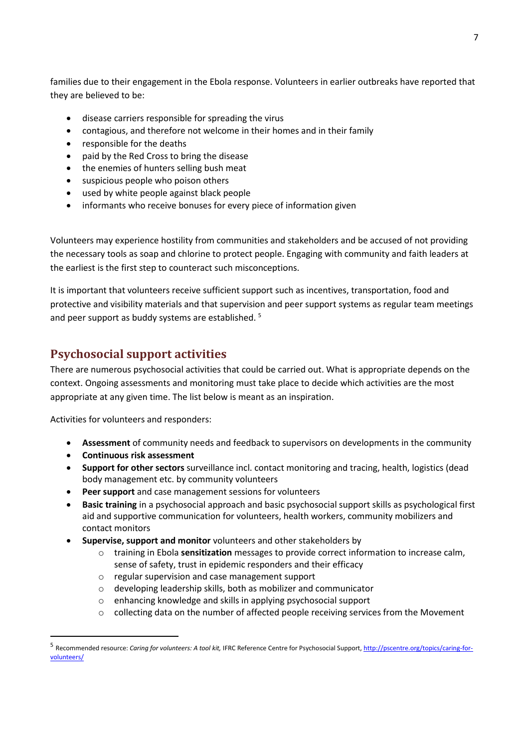families due to their engagement in the Ebola response. Volunteers in earlier outbreaks have reported that they are believed to be:

- disease carriers responsible for spreading the virus
- contagious, and therefore not welcome in their homes and in their family
- responsible for the deaths
- paid by the Red Cross to bring the disease
- the enemies of hunters selling bush meat
- suspicious people who poison others
- used by white people against black people
- informants who receive bonuses for every piece of information given

Volunteers may experience hostility from communities and stakeholders and be accused of not providing the necessary tools as soap and chlorine to protect people. Engaging with community and faith leaders at the earliest is the first step to counteract such misconceptions.

It is important that volunteers receive sufficient support such as incentives, transportation, food and protective and visibility materials and that supervision and peer support systems as regular team meetings and peer support as buddy systems are established. [5]

## Psychosocial support activities

There are numerous psychosocial activities that could be carried out. What is appropriate depends on the context. Ongoing assessments and monitoring must take place to decide which activities are the most appropriate at any given time. The list below is meant as an inspiration.

Activities for volunteers and responders:

- **Assessment** of community needs and feedback to supervisors on developments in the community
- **Continuous risk assessment**
- **Support for other sectors** surveillance incl. contact monitoring and tracing, health, logistics (dead body management etc. by community volunteers
- **Peer support** and case management sessions for volunteers
- **Basic training** in a psychosocial approach and basic psychosocial support skills as psychological first aid and supportive communication for volunteers, health workers, community mobilizers and contact monitors
- **Supervise, support and monitor** volunteers and other stakeholders by
    - training in Ebola **sensitization** messages to provide correct information to increase calm, sense of safety, trust in epidemic responders and their efficacy
    - regular supervision and case management support
    - developing leadership skills, both as mobilizer and communicator
    - enhancing knowledge and skills in applying psychosocial support
    - collecting data on the number of affected people receiving services from the Movement

---

[5] Recommended resource: *Caring for volunteers: A tool kit,* IFRC Reference Centre for Psychosocial Support, http://pscentre.org/topics/caring-for-volunteers/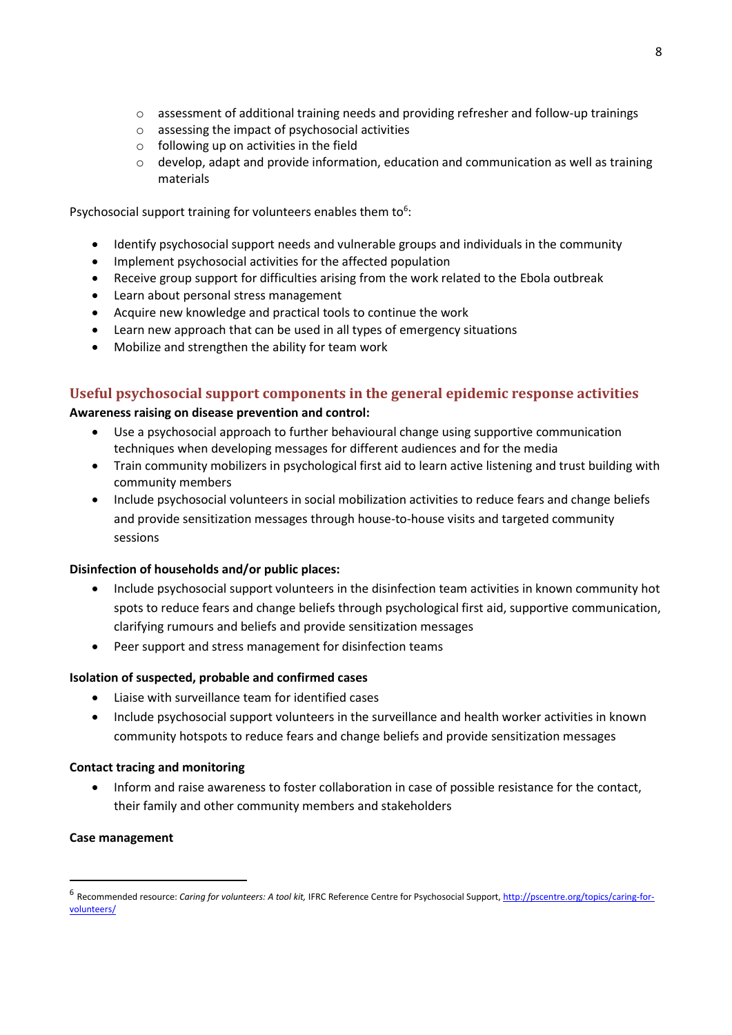- assessment of additional training needs and providing refresher and follow-up trainings
  - assessing the impact of psychosocial activities
  - following up on activities in the field
  - develop, adapt and provide information, education and communication as well as training materials

Psychosocial support training for volunteers enables them to[6]:

- Identify psychosocial support needs and vulnerable groups and individuals in the community
- Implement psychosocial activities for the affected population
- Receive group support for difficulties arising from the work related to the Ebola outbreak
- Learn about personal stress management
- Acquire new knowledge and practical tools to continue the work
- Learn new approach that can be used in all types of emergency situations
- Mobilize and strengthen the ability for team work

## Useful psychosocial support components in the general epidemic response activities

**Awareness raising on disease prevention and control:**

- Use a psychosocial approach to further behavioural change using supportive communication techniques when developing messages for different audiences and for the media
- Train community mobilizers in psychological first aid to learn active listening and trust building with community members
- Include psychosocial volunteers in social mobilization activities to reduce fears and change beliefs and provide sensitization messages through house-to-house visits and targeted community sessions

**Disinfection of households and/or public places:**

- Include psychosocial support volunteers in the disinfection team activities in known community hot spots to reduce fears and change beliefs through psychological first aid, supportive communication, clarifying rumours and beliefs and provide sensitization messages
- Peer support and stress management for disinfection teams

**Isolation of suspected, probable and confirmed cases**

- Liaise with surveillance team for identified cases
- Include psychosocial support volunteers in the surveillance and health worker activities in known community hotspots to reduce fears and change beliefs and provide sensitization messages

**Contact tracing and monitoring**

- Inform and raise awareness to foster collaboration in case of possible resistance for the contact, their family and other community members and stakeholders

**Case management**

---

[6] Recommended resource: *Caring for volunteers: A tool kit,* IFRC Reference Centre for Psychosocial Support, http://pscentre.org/topics/caring-for-volunteers/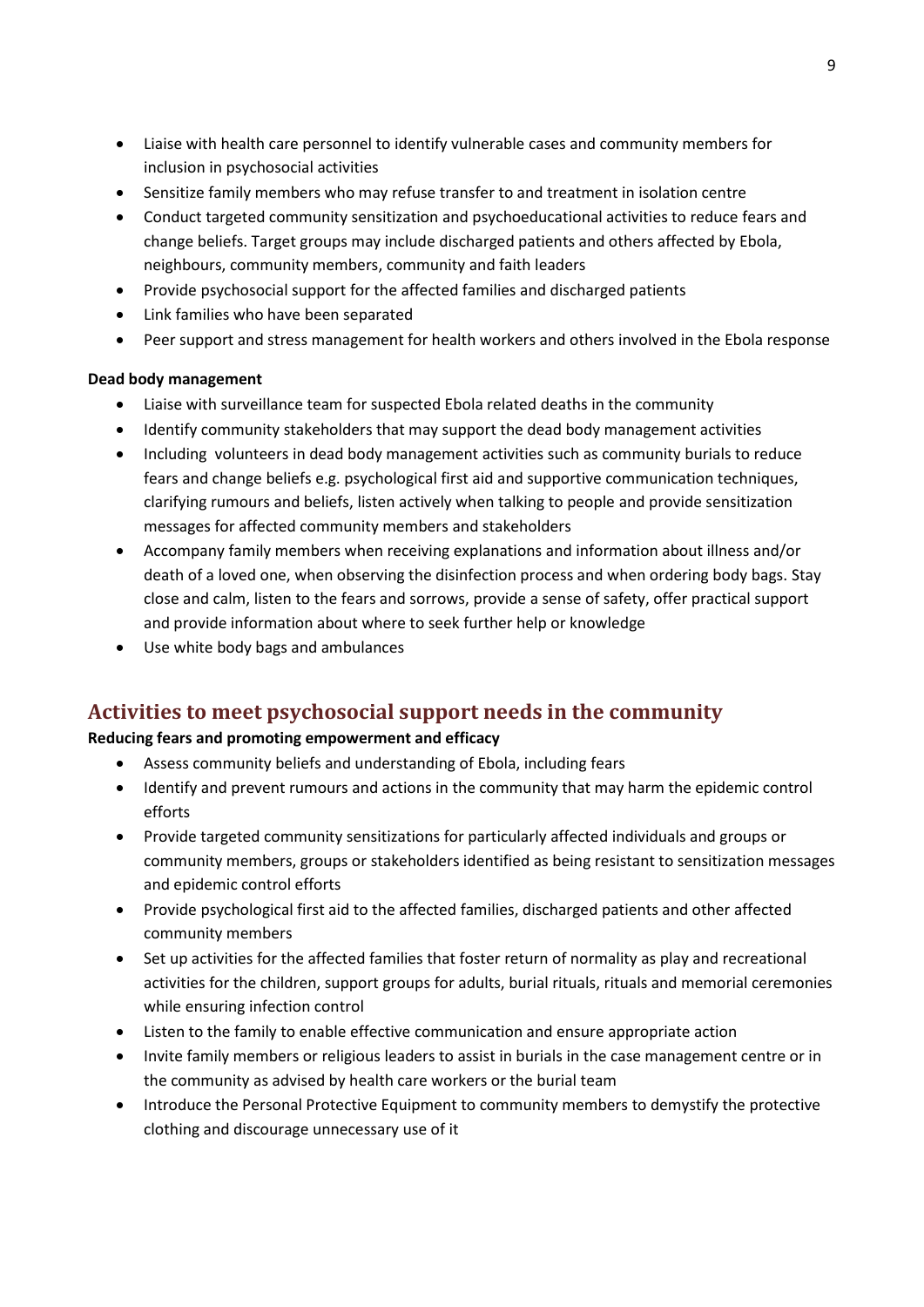- Liaise with health care personnel to identify vulnerable cases and community members for inclusion in psychosocial activities
- Sensitize family members who may refuse transfer to and treatment in isolation centre
- Conduct targeted community sensitization and psychoeducational activities to reduce fears and change beliefs. Target groups may include discharged patients and others affected by Ebola, neighbours, community members, community and faith leaders
- Provide psychosocial support for the affected families and discharged patients
- Link families who have been separated
- Peer support and stress management for health workers and others involved in the Ebola response

**Dead body management**

- Liaise with surveillance team for suspected Ebola related deaths in the community
- Identify community stakeholders that may support the dead body management activities
- Including volunteers in dead body management activities such as community burials to reduce fears and change beliefs e.g. psychological first aid and supportive communication techniques, clarifying rumours and beliefs, listen actively when talking to people and provide sensitization messages for affected community members and stakeholders
- Accompany family members when receiving explanations and information about illness and/or death of a loved one, when observing the disinfection process and when ordering body bags. Stay close and calm, listen to the fears and sorrows, provide a sense of safety, offer practical support and provide information about where to seek further help or knowledge
- Use white body bags and ambulances

## Activities to meet psychosocial support needs in the community

**Reducing fears and promoting empowerment and efficacy**

- Assess community beliefs and understanding of Ebola, including fears
- Identify and prevent rumours and actions in the community that may harm the epidemic control efforts
- Provide targeted community sensitizations for particularly affected individuals and groups or community members, groups or stakeholders identified as being resistant to sensitization messages and epidemic control efforts
- Provide psychological first aid to the affected families, discharged patients and other affected community members
- Set up activities for the affected families that foster return of normality as play and recreational activities for the children, support groups for adults, burial rituals, rituals and memorial ceremonies while ensuring infection control
- Listen to the family to enable effective communication and ensure appropriate action
- Invite family members or religious leaders to assist in burials in the case management centre or in the community as advised by health care workers or the burial team
- Introduce the Personal Protective Equipment to community members to demystify the protective clothing and discourage unnecessary use of it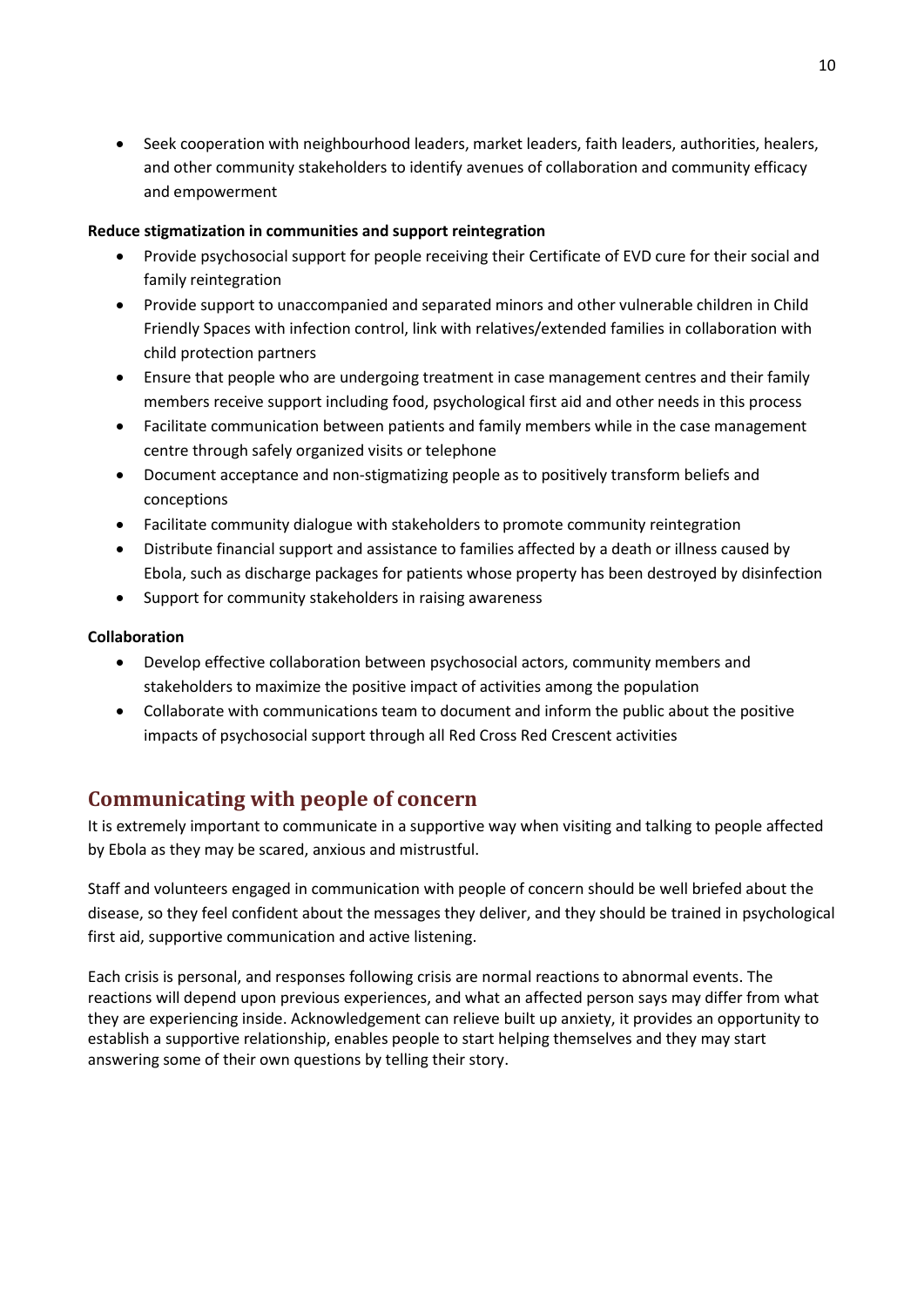- Seek cooperation with neighbourhood leaders, market leaders, faith leaders, authorities, healers, and other community stakeholders to identify avenues of collaboration and community efficacy and empowerment

**Reduce stigmatization in communities and support reintegration**

- Provide psychosocial support for people receiving their Certificate of EVD cure for their social and family reintegration
- Provide support to unaccompanied and separated minors and other vulnerable children in Child Friendly Spaces with infection control, link with relatives/extended families in collaboration with child protection partners
- Ensure that people who are undergoing treatment in case management centres and their family members receive support including food, psychological first aid and other needs in this process
- Facilitate communication between patients and family members while in the case management centre through safely organized visits or telephone
- Document acceptance and non-stigmatizing people as to positively transform beliefs and conceptions
- Facilitate community dialogue with stakeholders to promote community reintegration
- Distribute financial support and assistance to families affected by a death or illness caused by Ebola, such as discharge packages for patients whose property has been destroyed by disinfection
- Support for community stakeholders in raising awareness

**Collaboration**

- Develop effective collaboration between psychosocial actors, community members and stakeholders to maximize the positive impact of activities among the population
- Collaborate with communications team to document and inform the public about the positive impacts of psychosocial support through all Red Cross Red Crescent activities

## Communicating with people of concern

It is extremely important to communicate in a supportive way when visiting and talking to people affected by Ebola as they may be scared, anxious and mistrustful.

Staff and volunteers engaged in communication with people of concern should be well briefed about the disease, so they feel confident about the messages they deliver, and they should be trained in psychological first aid, supportive communication and active listening.

Each crisis is personal, and responses following crisis are normal reactions to abnormal events. The reactions will depend upon previous experiences, and what an affected person says may differ from what they are experiencing inside. Acknowledgement can relieve built up anxiety, it provides an opportunity to establish a supportive relationship, enables people to start helping themselves and they may start answering some of their own questions by telling their story.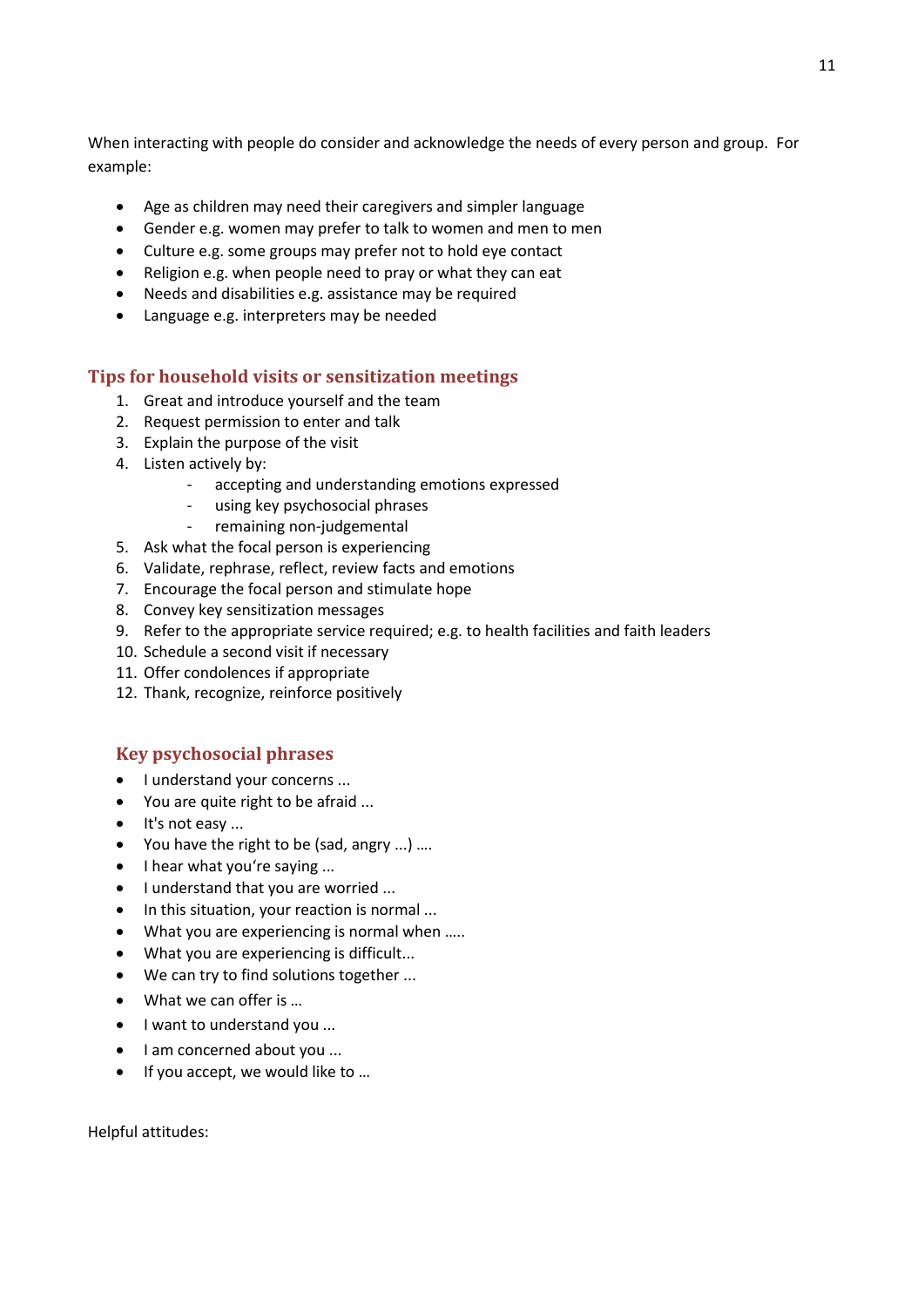When interacting with people do consider and acknowledge the needs of every person and group. For example:

- Age as children may need their caregivers and simpler language
- Gender e.g. women may prefer to talk to women and men to men
- Culture e.g. some groups may prefer not to hold eye contact
- Religion e.g. when people need to pray or what they can eat
- Needs and disabilities e.g. assistance may be required
- Language e.g. interpreters may be needed

## Tips for household visits or sensitization meetings

1. Great and introduce yourself and the team
2. Request permission to enter and talk
3. Explain the purpose of the visit
4. Listen actively by:
   - accepting and understanding emotions expressed
   - using key psychosocial phrases
   - remaining non-judgemental
5. Ask what the focal person is experiencing
6. Validate, rephrase, reflect, review facts and emotions
7. Encourage the focal person and stimulate hope
8. Convey key sensitization messages
9. Refer to the appropriate service required; e.g. to health facilities and faith leaders
10. Schedule a second visit if necessary
11. Offer condolences if appropriate
12. Thank, recognize, reinforce positively

## Key psychosocial phrases

- I understand your concerns ...
- You are quite right to be afraid ...
- It's not easy ...
- You have the right to be (sad, angry ...) ….
- I hear what you're saying ...
- I understand that you are worried ...
- In this situation, your reaction is normal ...
- What you are experiencing is normal when …..
- What you are experiencing is difficult...
- We can try to find solutions together ...
- What we can offer is …
- I want to understand you ...
- I am concerned about you ...
- If you accept, we would like to …

Helpful attitudes: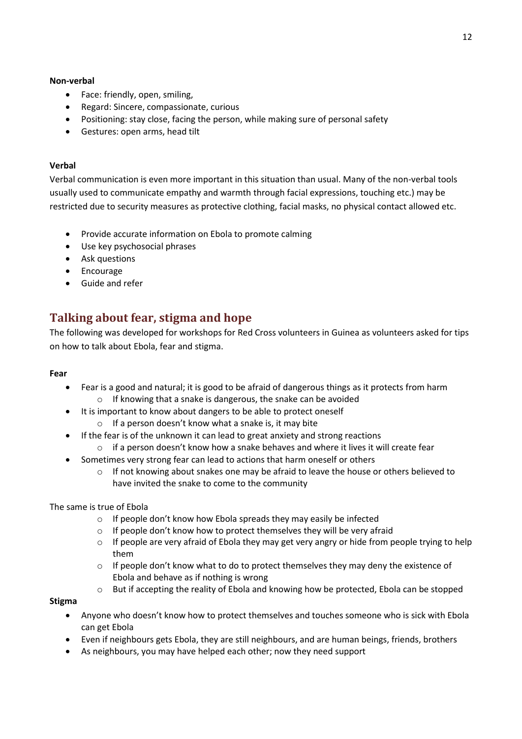**Non-verbal**

- Face: friendly, open, smiling,
- Regard: Sincere, compassionate, curious
- Positioning: stay close, facing the person, while making sure of personal safety
- Gestures: open arms, head tilt

**Verbal**

Verbal communication is even more important in this situation than usual. Many of the non-verbal tools usually used to communicate empathy and warmth through facial expressions, touching etc.) may be restricted due to security measures as protective clothing, facial masks, no physical contact allowed etc.

- Provide accurate information on Ebola to promote calming
- Use key psychosocial phrases
- Ask questions
- Encourage
- Guide and refer

## Talking about fear, stigma and hope

The following was developed for workshops for Red Cross volunteers in Guinea as volunteers asked for tips on how to talk about Ebola, fear and stigma.

**Fear**

- Fear is a good and natural; it is good to be afraid of dangerous things as it protects from harm
  - If knowing that a snake is dangerous, the snake can be avoided
- It is important to know about dangers to be able to protect oneself
  - If a person doesn't know what a snake is, it may bite
- If the fear is of the unknown it can lead to great anxiety and strong reactions
  - if a person doesn't know how a snake behaves and where it lives it will create fear
- Sometimes very strong fear can lead to actions that harm oneself or others
  - If not knowing about snakes one may be afraid to leave the house or others believed to have invited the snake to come to the community

The same is true of Ebola

- If people don't know how Ebola spreads they may easily be infected
- If people don't know how to protect themselves they will be very afraid
- If people are very afraid of Ebola they may get very angry or hide from people trying to help them
- If people don't know what to do to protect themselves they may deny the existence of Ebola and behave as if nothing is wrong
- But if accepting the reality of Ebola and knowing how be protected, Ebola can be stopped

**Stigma**

- Anyone who doesn't know how to protect themselves and touches someone who is sick with Ebola can get Ebola
- Even if neighbours gets Ebola, they are still neighbours, and are human beings, friends, brothers
- As neighbours, you may have helped each other; now they need support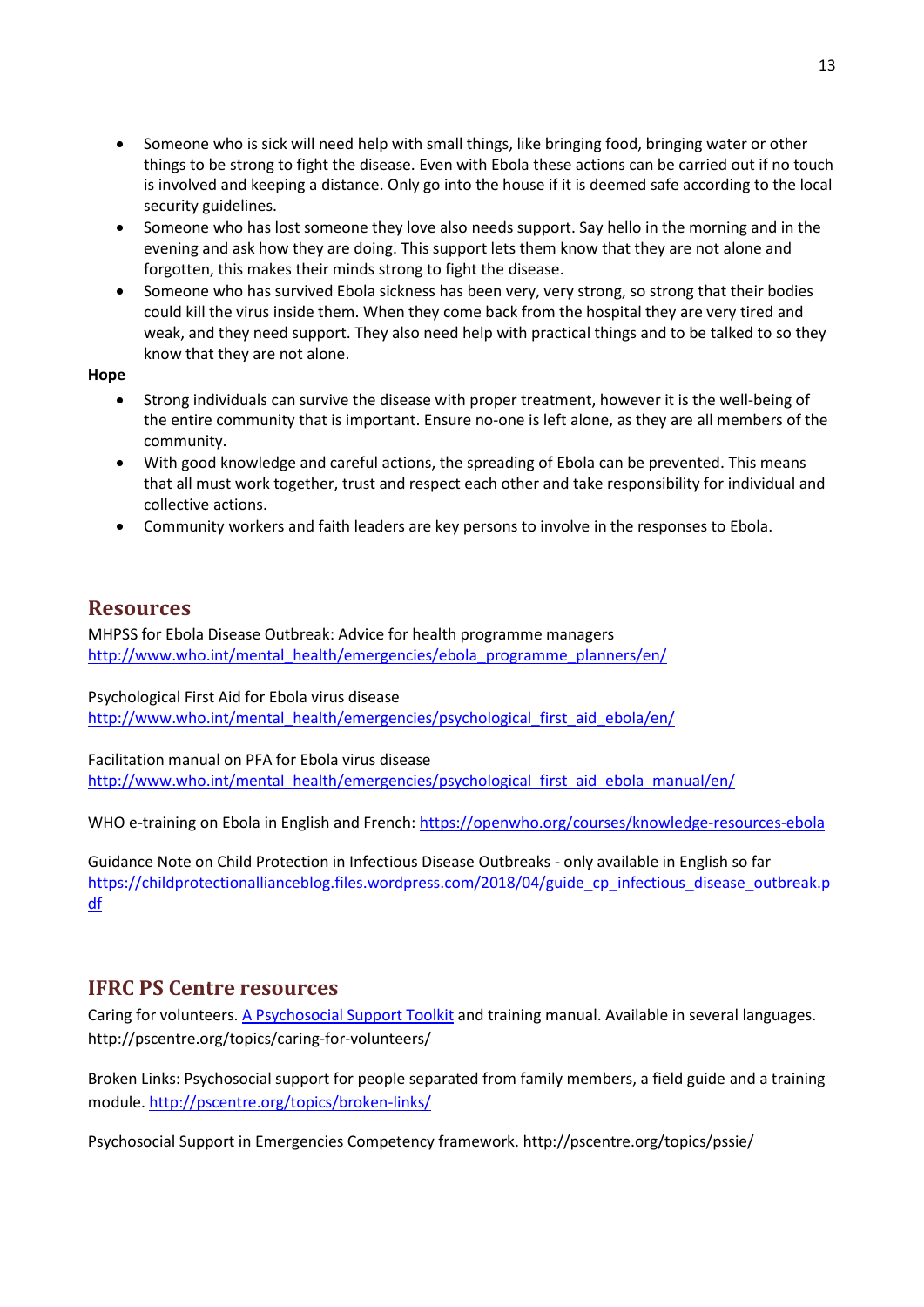- Someone who is sick will need help with small things, like bringing food, bringing water or other things to be strong to fight the disease. Even with Ebola these actions can be carried out if no touch is involved and keeping a distance. Only go into the house if it is deemed safe according to the local security guidelines.
- Someone who has lost someone they love also needs support. Say hello in the morning and in the evening and ask how they are doing. This support lets them know that they are not alone and forgotten, this makes their minds strong to fight the disease.
- Someone who has survived Ebola sickness has been very, very strong, so strong that their bodies could kill the virus inside them. When they come back from the hospital they are very tired and weak, and they need support. They also need help with practical things and to be talked to so they know that they are not alone.

**Hope**

- Strong individuals can survive the disease with proper treatment, however it is the well-being of the entire community that is important. Ensure no-one is left alone, as they are all members of the community.
- With good knowledge and careful actions, the spreading of Ebola can be prevented. This means that all must work together, trust and respect each other and take responsibility for individual and collective actions.
- Community workers and faith leaders are key persons to involve in the responses to Ebola.

## Resources

MHPSS for Ebola Disease Outbreak: Advice for health programme managers
http://www.who.int/mental_health/emergencies/ebola_programme_planners/en/

Psychological First Aid for Ebola virus disease
http://www.who.int/mental_health/emergencies/psychological_first_aid_ebola/en/

Facilitation manual on PFA for Ebola virus disease
http://www.who.int/mental_health/emergencies/psychological_first_aid_ebola_manual/en/

WHO e-training on Ebola in English and French: https://openwho.org/courses/knowledge-resources-ebola

Guidance Note on Child Protection in Infectious Disease Outbreaks - only available in English so far
https://childprotectionallianceblog.files.wordpress.com/2018/04/guide_cp_infectious_disease_outbreak.pdf

## IFRC PS Centre resources

Caring for volunteers. A Psychosocial Support Toolkit and training manual. Available in several languages. http://pscentre.org/topics/caring-for-volunteers/

Broken Links: Psychosocial support for people separated from family members, a field guide and a training module. http://pscentre.org/topics/broken-links/

Psychosocial Support in Emergencies Competency framework. http://pscentre.org/topics/pssie/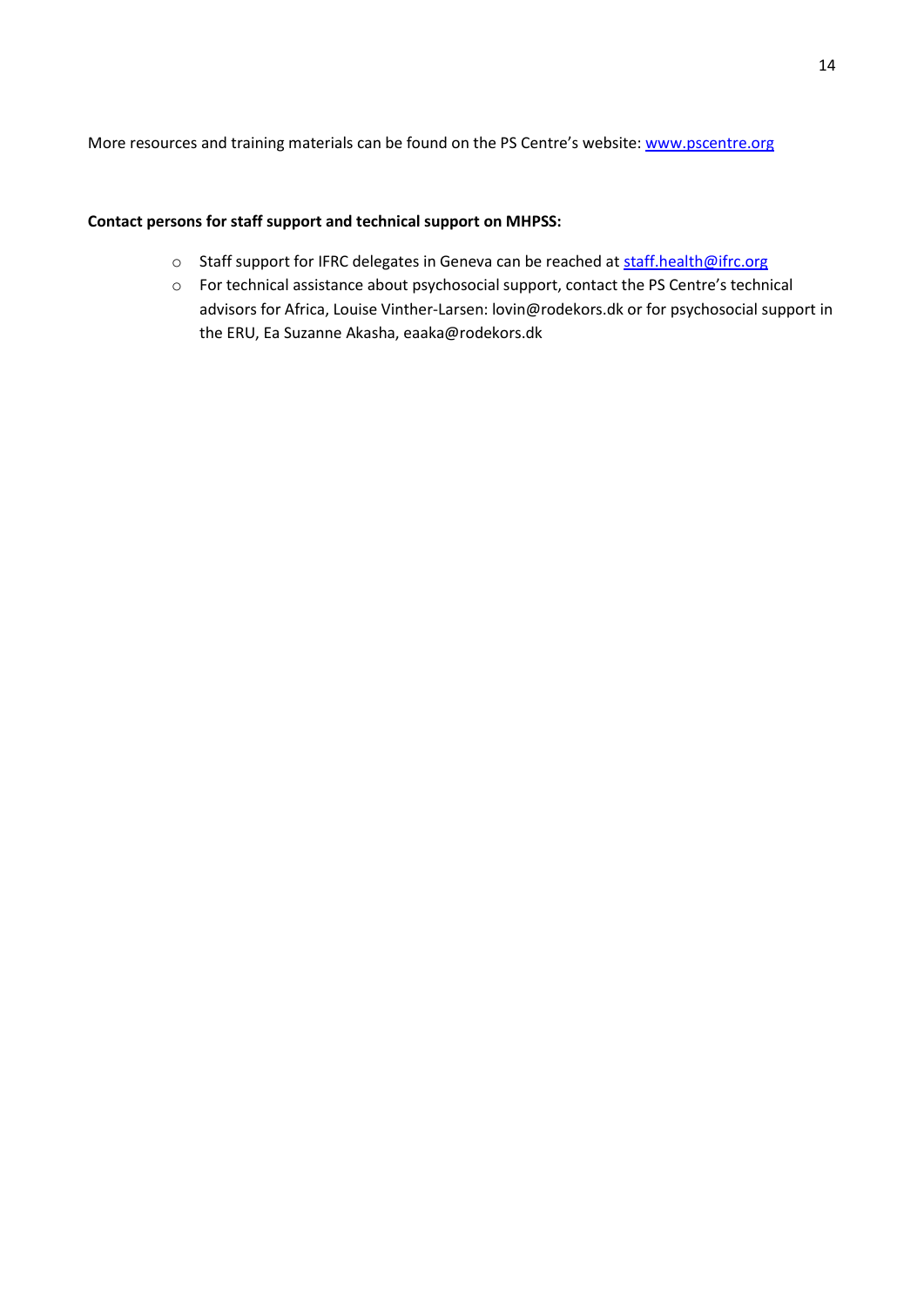More resources and training materials can be found on the PS Centre's website: [www.pscentre.org](http://www.pscentre.org)

**Contact persons for staff support and technical support on MHPSS:**

- Staff support for IFRC delegates in Geneva can be reached at [staff.health@ifrc.org](mailto:staff.health@ifrc.org)
- For technical assistance about psychosocial support, contact the PS Centre's technical advisors for Africa, Louise Vinther-Larsen: lovin@rodekors.dk or for psychosocial support in the ERU, Ea Suzanne Akasha, eaaka@rodekors.dk